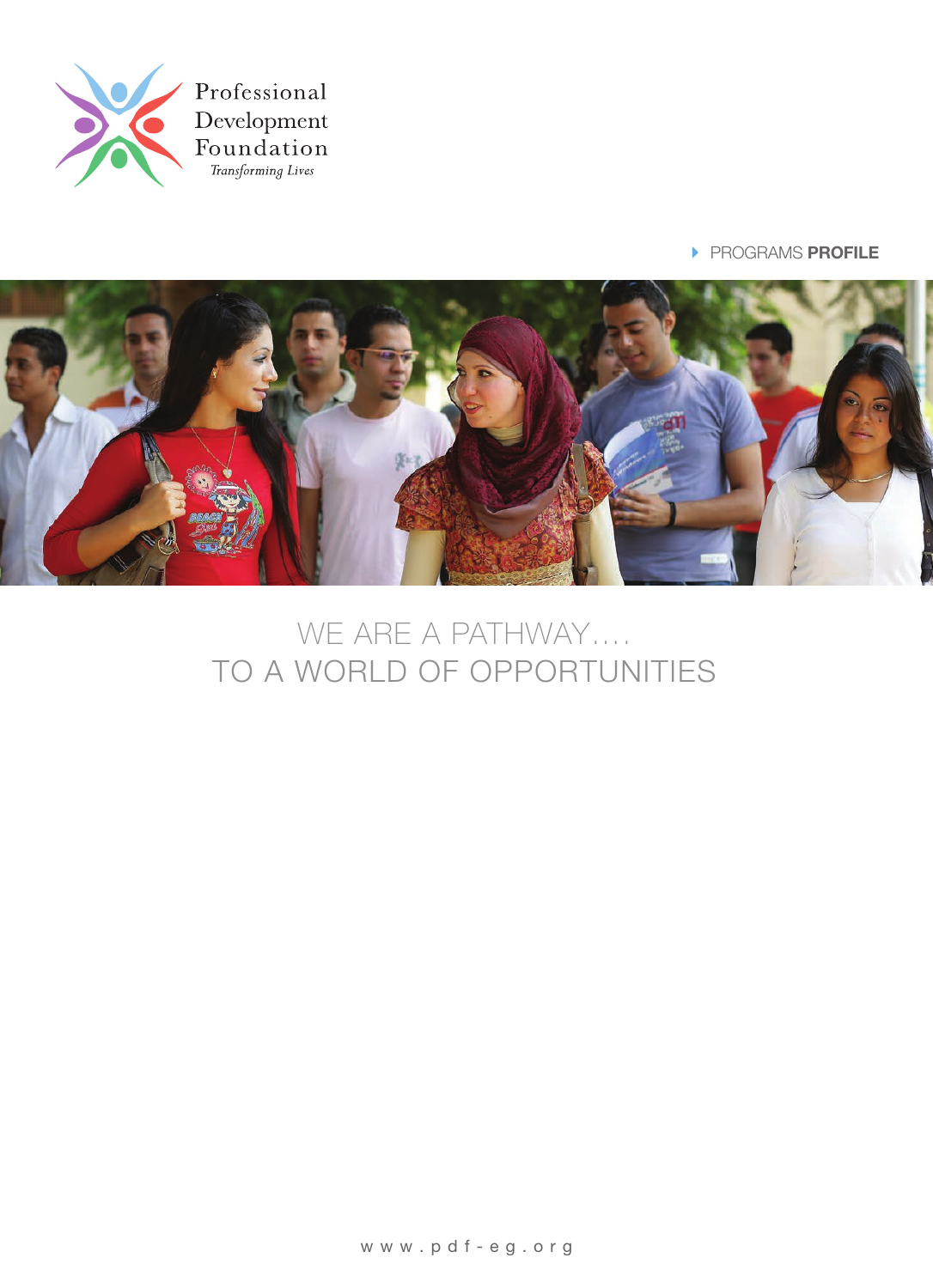Professional Development Foundation

*Transforming Lives*

PROGRAMS **PROFILE**

# WE ARE A PATHWAY.... TO A WORLD OF OPPORTUNITIES

www.pdf-eg.org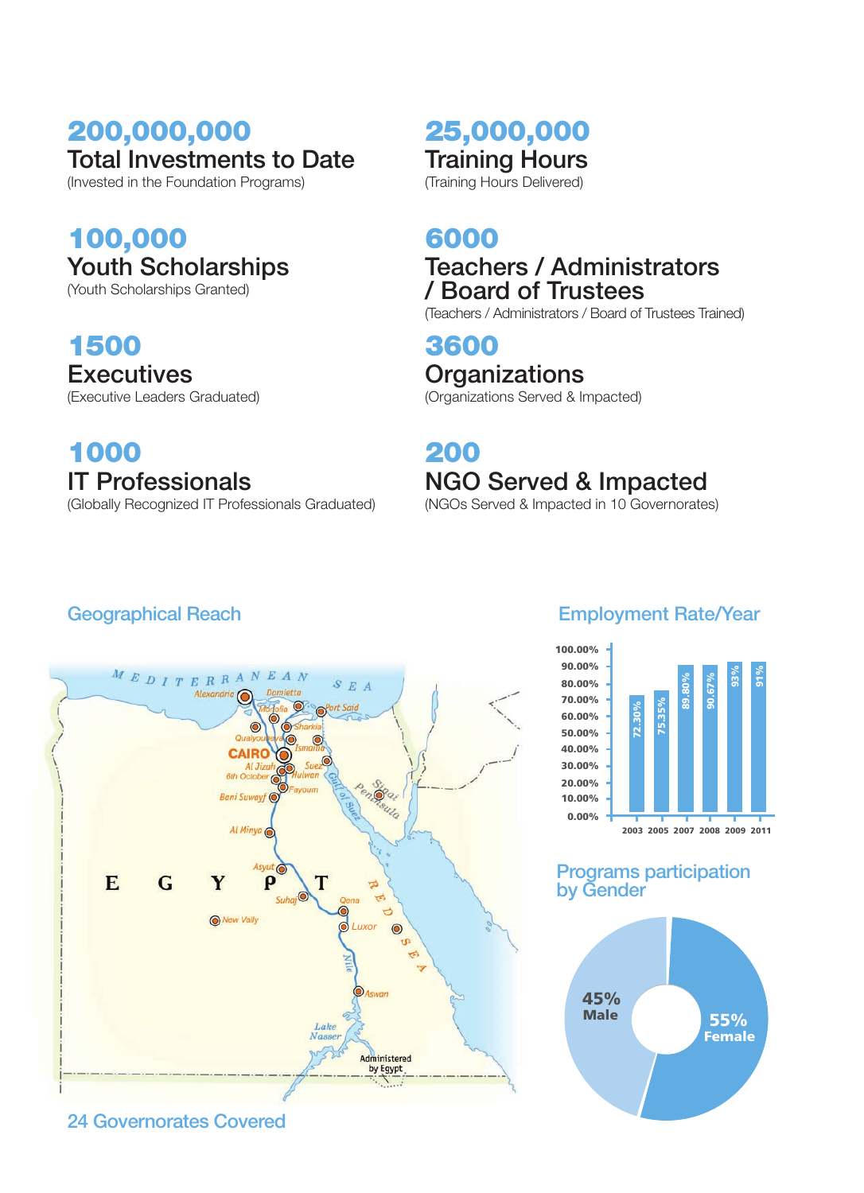**200,000,000**
Total Investments to Date
(Invested in the Foundation Programs)

**25,000,000**
Training Hours
(Training Hours Delivered)

**100,000**
Youth Scholarships
(Youth Scholarships Granted)

**6000**
Teachers / Administrators / Board of Trustees
(Teachers / Administrators / Board of Trustees Trained)

**1500**
Executives
(Executive Leaders Graduated)

**3600**
Organizations
(Organizations Served & Impacted)

**1000**
IT Professionals
(Globally Recognized IT Professionals Graduated)

**200**
NGO Served & Impacted
(NGOs Served & Impacted in 10 Governorates)

## Geographical Reach

24 Governorates Covered

## Employment Rate/Year

| Year | Employment Rate |
|---|---|
| 2003 | 72.30% |
| 2005 | 75.35% |
| 2007 | 89.80% |
| 2008 | 90.67% |
| 2009 | 93% |
| 2011 | 91% |

## Programs participation by Gender

| Gender | Share |
|---|---|
| Male | 45% |
| Female | 55% |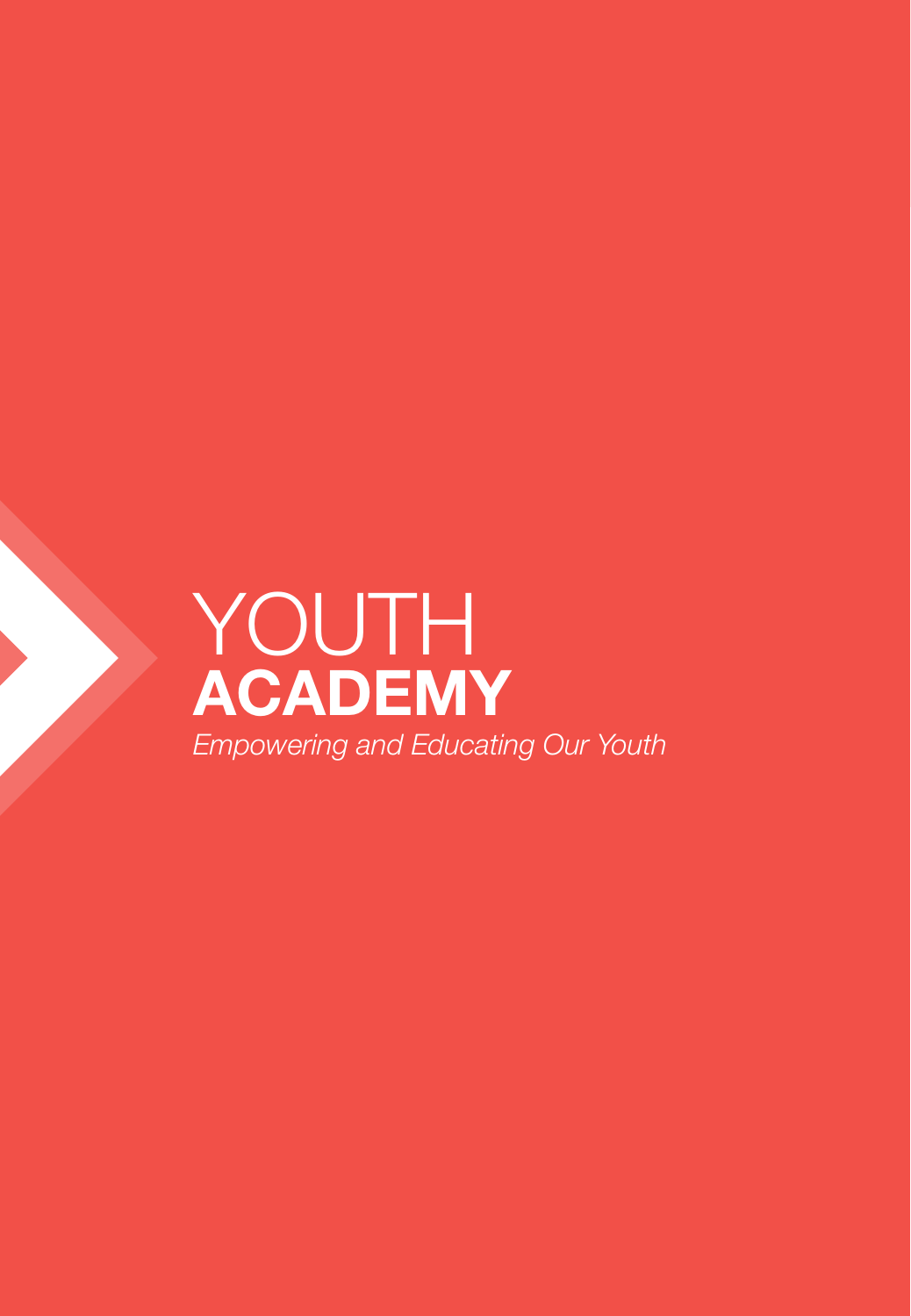# YOUTH **ACADEMY**

*Empowering and Educating Our Youth*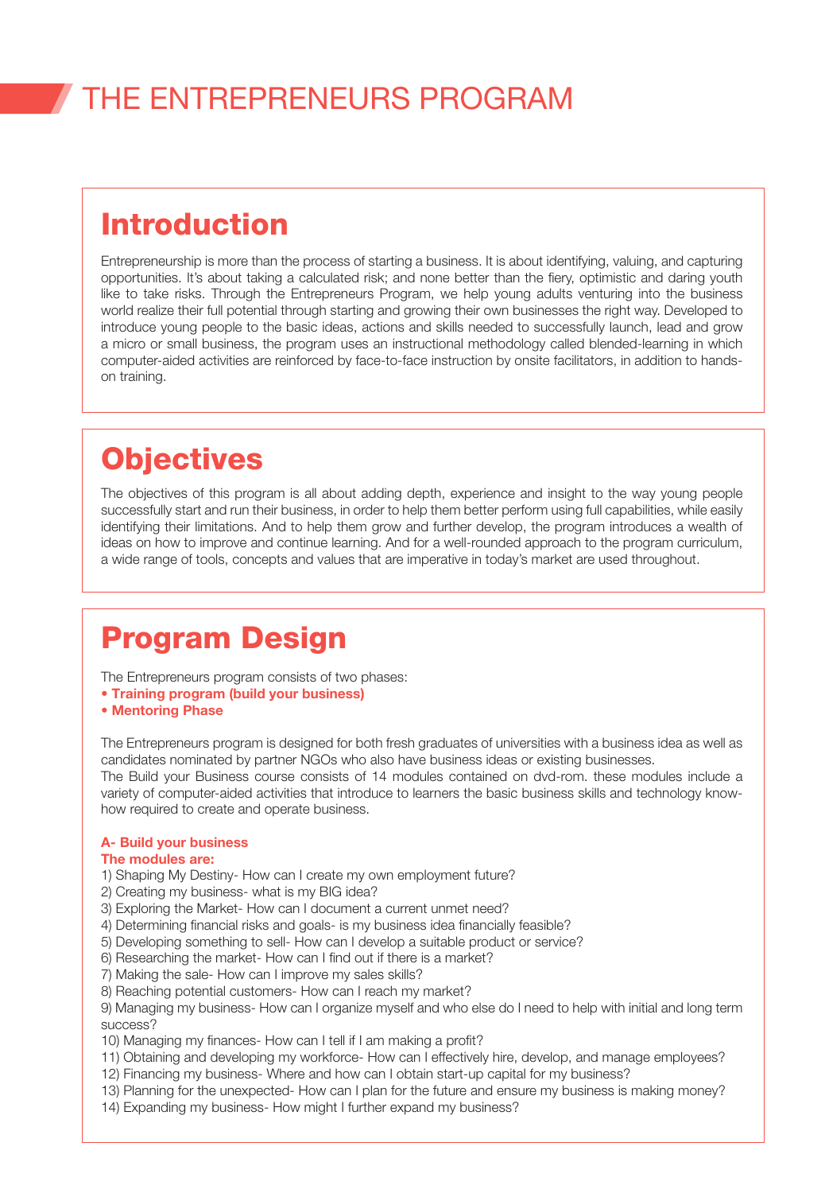# THE ENTREPRENEURS PROGRAM

## Introduction

Entrepreneurship is more than the process of starting a business. It is about identifying, valuing, and capturing opportunities. It's about taking a calculated risk; and none better than the fiery, optimistic and daring youth like to take risks. Through the Entrepreneurs Program, we help young adults venturing into the business world realize their full potential through starting and growing their own businesses the right way. Developed to introduce young people to the basic ideas, actions and skills needed to successfully launch, lead and grow a micro or small business, the program uses an instructional methodology called blended-learning in which computer-aided activities are reinforced by face-to-face instruction by onsite facilitators, in addition to hands-on training.

## Objectives

The objectives of this program is all about adding depth, experience and insight to the way young people successfully start and run their business, in order to help them better perform using full capabilities, while easily identifying their limitations. And to help them grow and further develop, the program introduces a wealth of ideas on how to improve and continue learning. And for a well-rounded approach to the program curriculum, a wide range of tools, concepts and values that are imperative in today's market are used throughout.

## Program Design

The Entrepreneurs program consists of two phases:

- **Training program (build your business)**
- **Mentoring Phase**

The Entrepreneurs program is designed for both fresh graduates of universities with a business idea as well as candidates nominated by partner NGOs who also have business ideas or existing businesses.
The Build your Business course consists of 14 modules contained on dvd-rom. these modules include a variety of computer-aided activities that introduce to learners the basic business skills and technology know-how required to create and operate business.

**A- Build your business**
**The modules are:**

1) Shaping My Destiny- How can I create my own employment future?
2) Creating my business- what is my BIG idea?
3) Exploring the Market- How can I document a current unmet need?
4) Determining financial risks and goals- is my business idea financially feasible?
5) Developing something to sell- How can I develop a suitable product or service?
6) Researching the market- How can I find out if there is a market?
7) Making the sale- How can I improve my sales skills?
8) Reaching potential customers- How can I reach my market?
9) Managing my business- How can I organize myself and who else do I need to help with initial and long term success?
10) Managing my finances- How can I tell if I am making a profit?
11) Obtaining and developing my workforce- How can I effectively hire, develop, and manage employees?
12) Financing my business- Where and how can I obtain start-up capital for my business?
13) Planning for the unexpected- How can I plan for the future and ensure my business is making money?
14) Expanding my business- How might I further expand my business?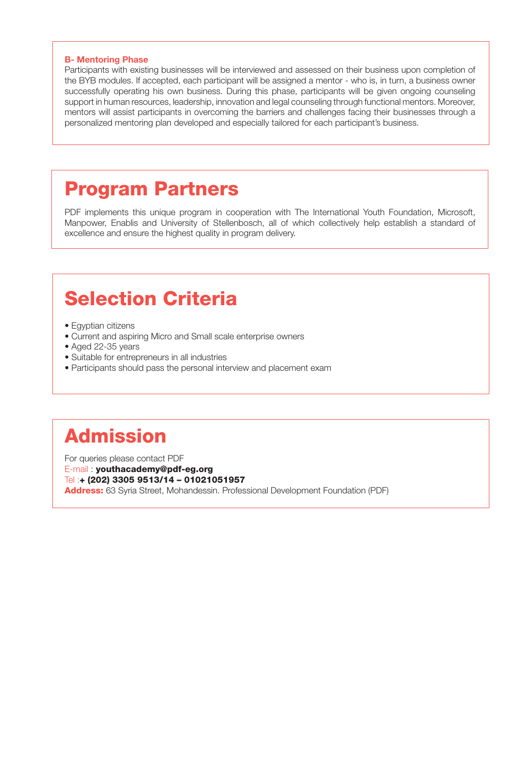### B- Mentoring Phase

Participants with existing businesses will be interviewed and assessed on their business upon completion of the BYB modules. If accepted, each participant will be assigned a mentor - who is, in turn, a business owner successfully operating his own business. During this phase, participants will be given ongoing counseling support in human resources, leadership, innovation and legal counseling through functional mentors. Moreover, mentors will assist participants in overcoming the barriers and challenges facing their businesses through a personalized mentoring plan developed and especially tailored for each participant's business.

## Program Partners

PDF implements this unique program in cooperation with The International Youth Foundation, Microsoft, Manpower, Enablis and University of Stellenbosch, all of which collectively help establish a standard of excellence and ensure the highest quality in program delivery.

## Selection Criteria

- Egyptian citizens
- Current and aspiring Micro and Small scale enterprise owners
- Aged 22-35 years
- Suitable for entrepreneurs in all industries
- Participants should pass the personal interview and placement exam

## Admission

For queries please contact PDF
E-mail : **youthacademy@pdf-eg.org**
Tel :**+ (202) 3305 9513/14 – 01021051957**
**Address:** 63 Syria Street, Mohandessin. Professional Development Foundation (PDF)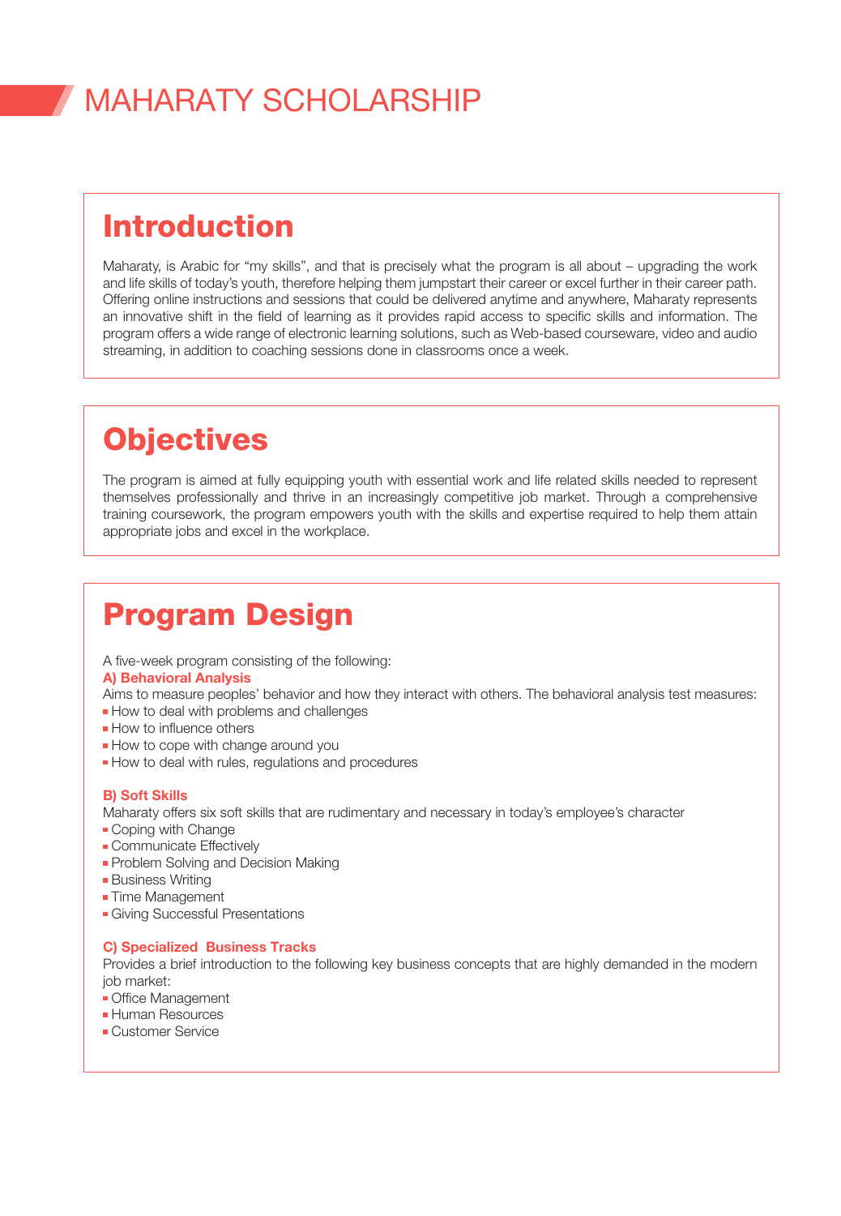# MAHARATY SCHOLARSHIP

## Introduction

Maharaty, is Arabic for "my skills", and that is precisely what the program is all about – upgrading the work and life skills of today's youth, therefore helping them jumpstart their career or excel further in their career path. Offering online instructions and sessions that could be delivered anytime and anywhere, Maharaty represents an innovative shift in the field of learning as it provides rapid access to specific skills and information. The program offers a wide range of electronic learning solutions, such as Web-based courseware, video and audio streaming, in addition to coaching sessions done in classrooms once a week.

## Objectives

The program is aimed at fully equipping youth with essential work and life related skills needed to represent themselves professionally and thrive in an increasingly competitive job market. Through a comprehensive training coursework, the program empowers youth with the skills and expertise required to help them attain appropriate jobs and excel in the workplace.

## Program Design

A five-week program consisting of the following:

**A) Behavioral Analysis**

Aims to measure peoples' behavior and how they interact with others. The behavioral analysis test measures:

- How to deal with problems and challenges
- How to influence others
- How to cope with change around you
- How to deal with rules, regulations and procedures

**B) Soft Skills**

Maharaty offers six soft skills that are rudimentary and necessary in today's employee's character

- Coping with Change
- Communicate Effectively
- Problem Solving and Decision Making
- Business Writing
- Time Management
- Giving Successful Presentations

**C) Specialized Business Tracks**

Provides a brief introduction to the following key business concepts that are highly demanded in the modern job market:

- Office Management
- Human Resources
- Customer Service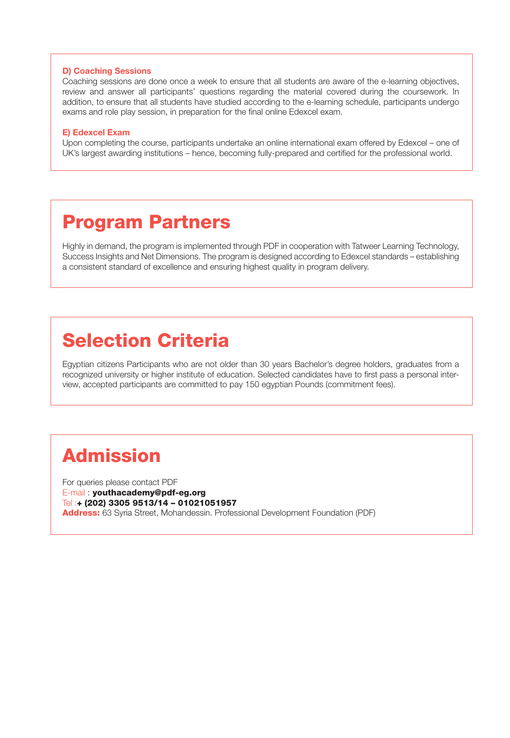### D) Coaching Sessions

Coaching sessions are done once a week to ensure that all students are aware of the e-learning objectives, review and answer all participants' questions regarding the material covered during the coursework. In addition, to ensure that all students have studied according to the e-learning schedule, participants undergo exams and role play session, in preparation for the final online Edexcel exam.

### E) Edexcel Exam

Upon completing the course, participants undertake an online international exam offered by Edexcel – one of UK's largest awarding institutions – hence, becoming fully-prepared and certified for the professional world.

# Program Partners

Highly in demand, the program is implemented through PDF in cooperation with Tatweer Learning Technology, Success Insights and Net Dimensions. The program is designed according to Edexcel standards – establishing a consistent standard of excellence and ensuring highest quality in program delivery.

# Selection Criteria

Egyptian citizens Participants who are not older than 30 years Bachelor's degree holders, graduates from a recognized university or higher institute of education. Selected candidates have to first pass a personal interview, accepted participants are committed to pay 150 egyptian Pounds (commitment fees).

# Admission

For queries please contact PDF
E-mail : **youthacademy@pdf-eg.org**
Tel :**+ (202) 3305 9513/14 – 01021051957**
**Address:** 63 Syria Street, Mohandessin. Professional Development Foundation (PDF)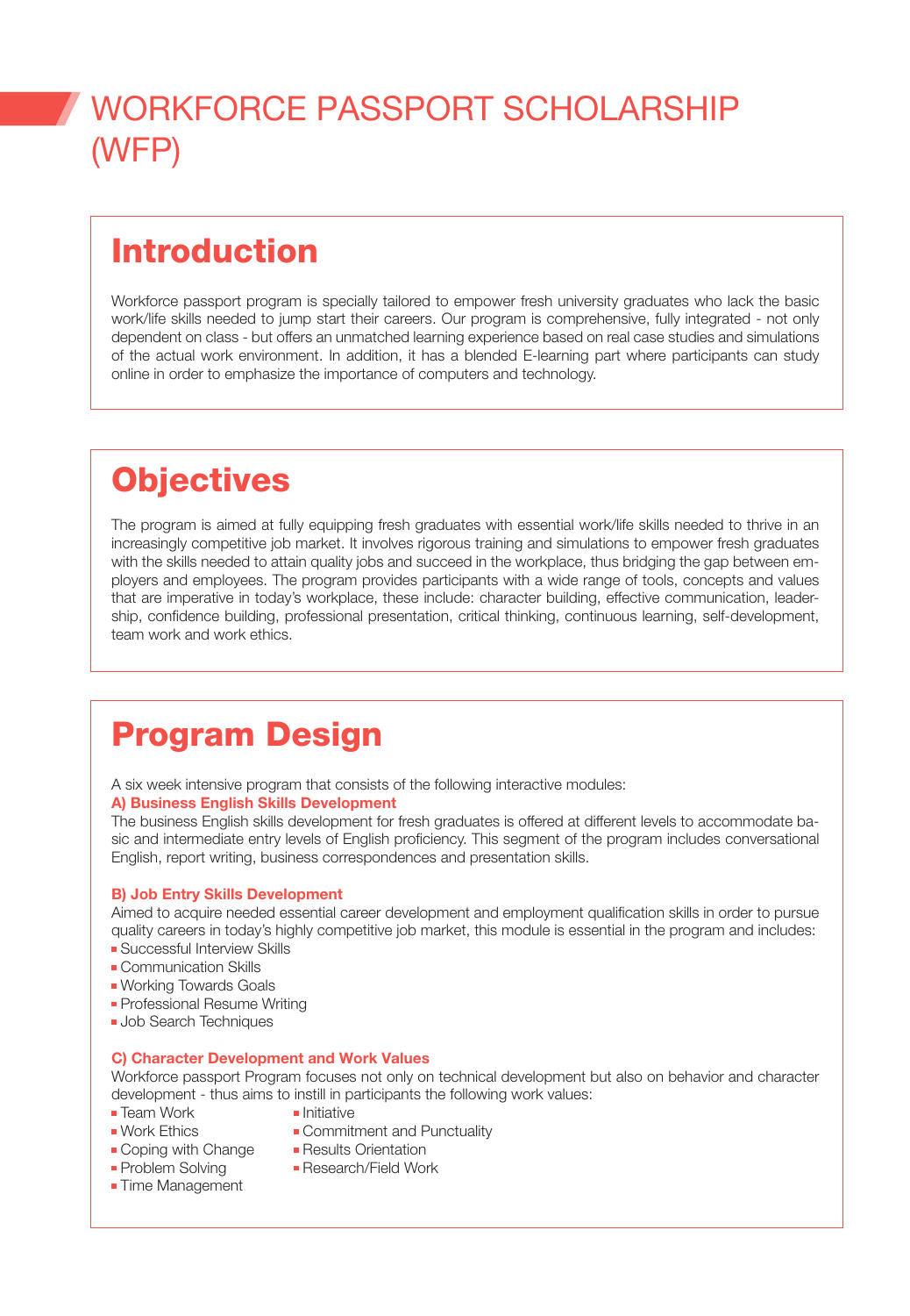# WORKFORCE PASSPORT SCHOLARSHIP (WFP)

## Introduction

Workforce passport program is specially tailored to empower fresh university graduates who lack the basic work/life skills needed to jump start their careers. Our program is comprehensive, fully integrated - not only dependent on class - but offers an unmatched learning experience based on real case studies and simulations of the actual work environment. In addition, it has a blended E-learning part where participants can study online in order to emphasize the importance of computers and technology.

## Objectives

The program is aimed at fully equipping fresh graduates with essential work/life skills needed to thrive in an increasingly competitive job market. It involves rigorous training and simulations to empower fresh graduates with the skills needed to attain quality jobs and succeed in the workplace, thus bridging the gap between employers and employees. The program provides participants with a wide range of tools, concepts and values that are imperative in today's workplace, these include: character building, effective communication, leadership, confidence building, professional presentation, critical thinking, continuous learning, self-development, team work and work ethics.

## Program Design

A six week intensive program that consists of the following interactive modules:

**A) Business English Skills Development**

The business English skills development for fresh graduates is offered at different levels to accommodate basic and intermediate entry levels of English proficiency. This segment of the program includes conversational English, report writing, business correspondences and presentation skills.

**B) Job Entry Skills Development**

Aimed to acquire needed essential career development and employment qualification skills in order to pursue quality careers in today's highly competitive job market, this module is essential in the program and includes:

- Successful Interview Skills
- Communication Skills
- Working Towards Goals
- Professional Resume Writing
- Job Search Techniques

**C) Character Development and Work Values**

Workforce passport Program focuses not only on technical development but also on behavior and character development - thus aims to instill in participants the following work values:

- Team Work
- Work Ethics
- Coping with Change
- Problem Solving
- Time Management
- Initiative
- Commitment and Punctuality
- Results Orientation
- Research/Field Work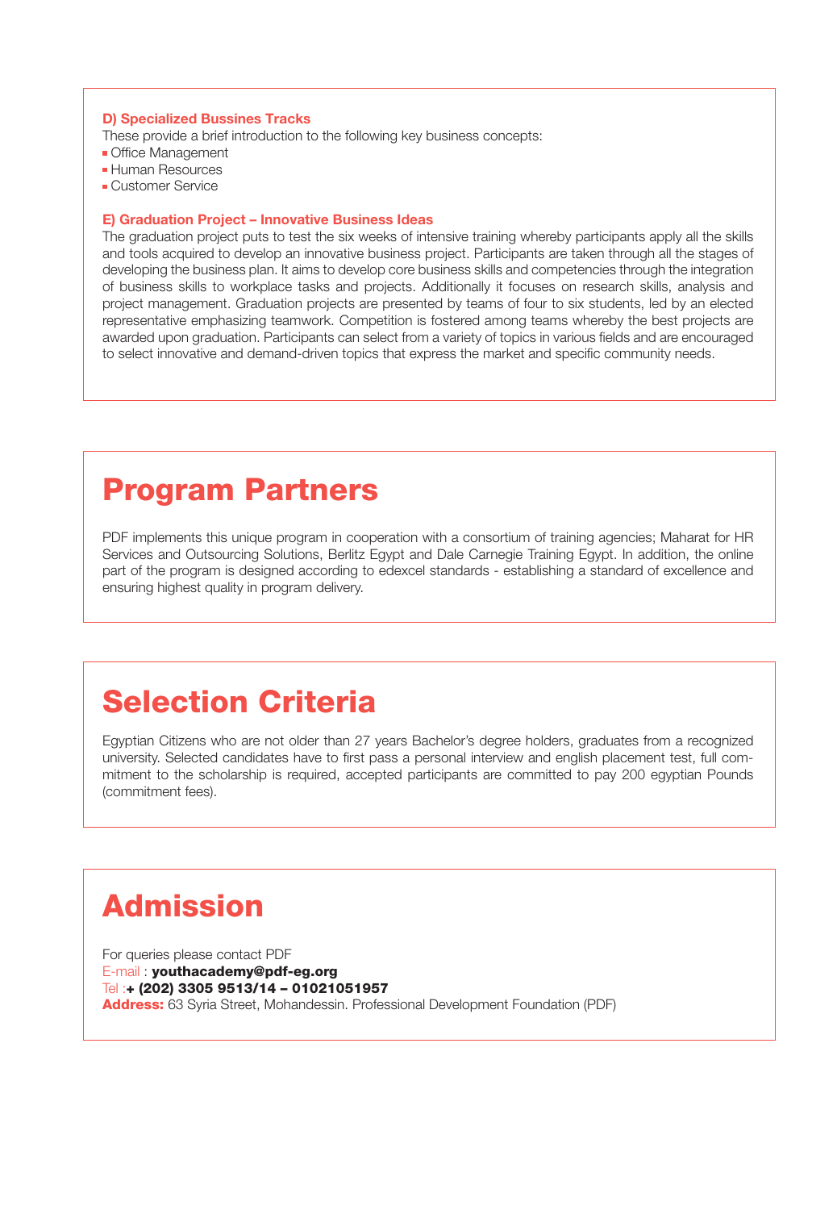### D) Specialized Bussines Tracks

These provide a brief introduction to the following key business concepts:

- Office Management
- Human Resources
- Customer Service

### E) Graduation Project – Innovative Business Ideas

The graduation project puts to test the six weeks of intensive training whereby participants apply all the skills and tools acquired to develop an innovative business project. Participants are taken through all the stages of developing the business plan. It aims to develop core business skills and competencies through the integration of business skills to workplace tasks and projects. Additionally it focuses on research skills, analysis and project management. Graduation projects are presented by teams of four to six students, led by an elected representative emphasizing teamwork. Competition is fostered among teams whereby the best projects are awarded upon graduation. Participants can select from a variety of topics in various fields and are encouraged to select innovative and demand-driven topics that express the market and specific community needs.

# Program Partners

PDF implements this unique program in cooperation with a consortium of training agencies; Maharat for HR Services and Outsourcing Solutions, Berlitz Egypt and Dale Carnegie Training Egypt. In addition, the online part of the program is designed according to edexcel standards - establishing a standard of excellence and ensuring highest quality in program delivery.

# Selection Criteria

Egyptian Citizens who are not older than 27 years Bachelor's degree holders, graduates from a recognized university. Selected candidates have to first pass a personal interview and english placement test, full commitment to the scholarship is required, accepted participants are committed to pay 200 egyptian Pounds (commitment fees).

# Admission

For queries please contact PDF
E-mail : **youthacademy@pdf-eg.org**
Tel :**+ (202) 3305 9513/14 – 01021051957**
**Address:** 63 Syria Street, Mohandessin. Professional Development Foundation (PDF)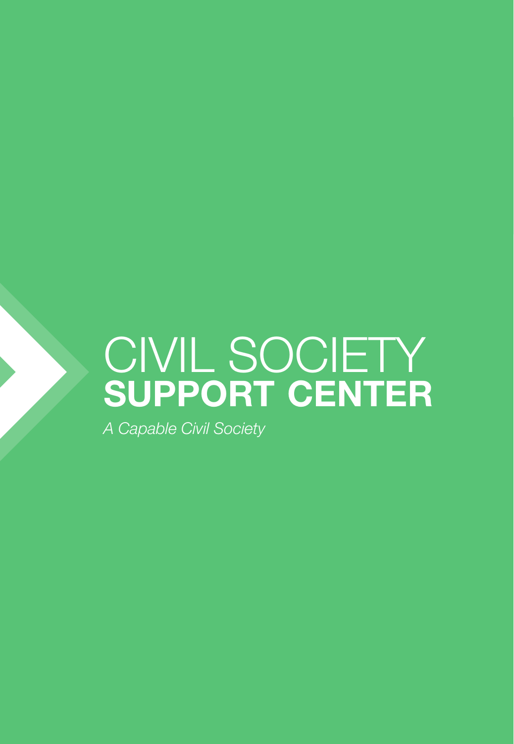# CIVIL SOCIETY **SUPPORT CENTER**

*A Capable Civil Society*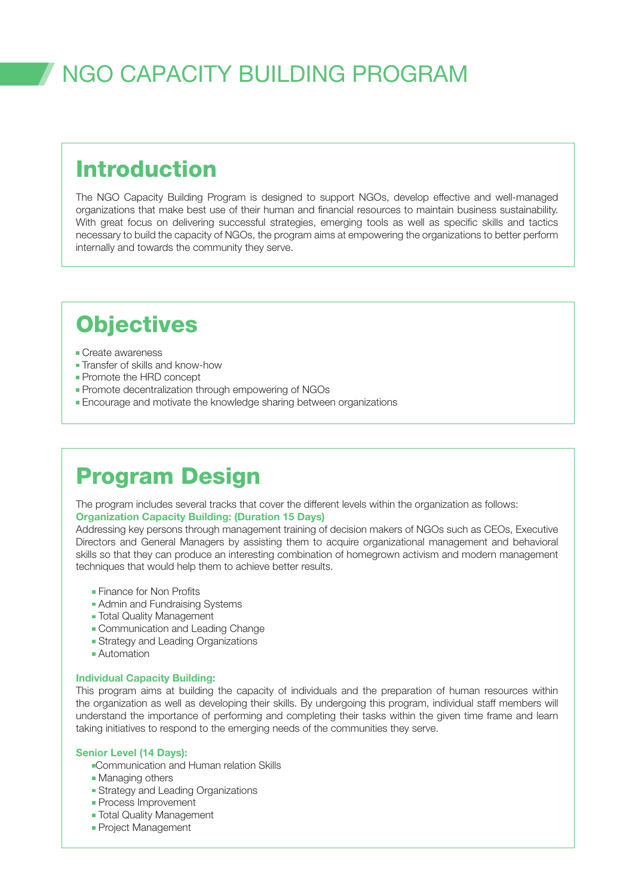# NGO CAPACITY BUILDING PROGRAM

## Introduction

The NGO Capacity Building Program is designed to support NGOs, develop effective and well-managed organizations that make best use of their human and financial resources to maintain business sustainability. With great focus on delivering successful strategies, emerging tools as well as specific skills and tactics necessary to build the capacity of NGOs, the program aims at empowering the organizations to better perform internally and towards the community they serve.

## Objectives

- Create awareness
- Transfer of skills and know-how
- Promote the HRD concept
- Promote decentralization through empowering of NGOs
- Encourage and motivate the knowledge sharing between organizations

## Program Design

The program includes several tracks that cover the different levels within the organization as follows:

**Organization Capacity Building: (Duration 15 Days)**

Addressing key persons through management training of decision makers of NGOs such as CEOs, Executive Directors and General Managers by assisting them to acquire organizational management and behavioral skills so that they can produce an interesting combination of homegrown activism and modern management techniques that would help them to achieve better results.

- Finance for Non Profits
- Admin and Fundraising Systems
- Total Quality Management
- Communication and Leading Change
- Strategy and Leading Organizations
- Automation

**Individual Capacity Building:**

This program aims at building the capacity of individuals and the preparation of human resources within the organization as well as developing their skills. By undergoing this program, individual staff members will understand the importance of performing and completing their tasks within the given time frame and learn taking initiatives to respond to the emerging needs of the communities they serve.

**Senior Level (14 Days):**

- Communication and Human relation Skills
- Managing others
- Strategy and Leading Organizations
- Process Improvement
- Total Quality Management
- Project Management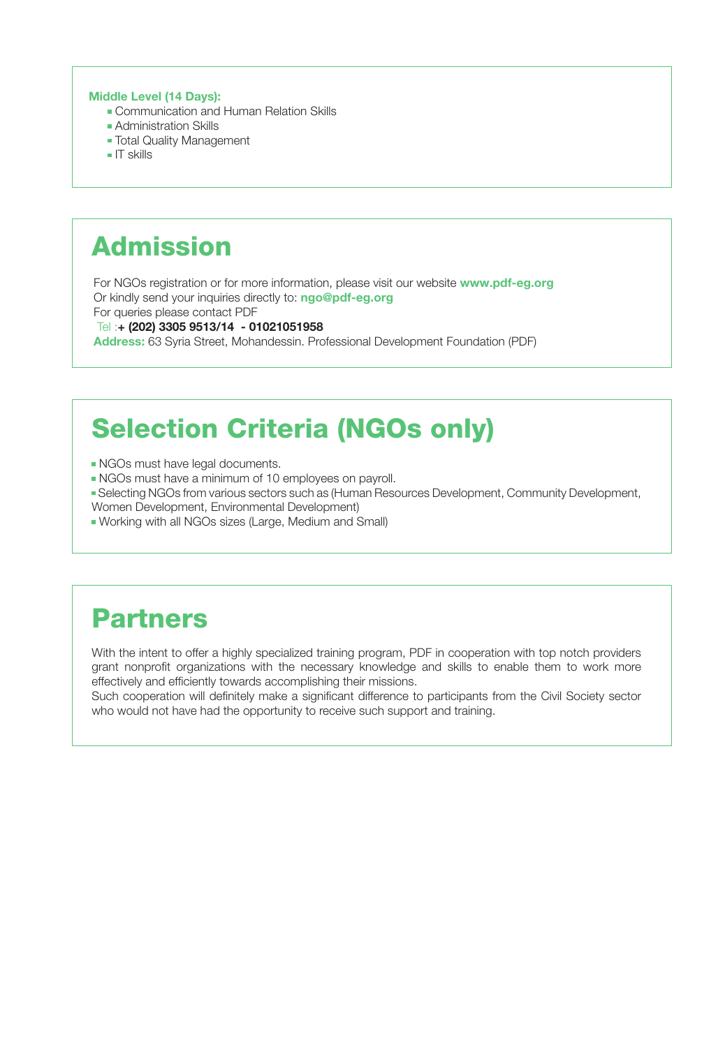**Middle Level (14 Days):**

- Communication and Human Relation Skills
- Administration Skills
- Total Quality Management
- IT skills

# Admission

For NGOs registration or for more information, please visit our website **www.pdf-eg.org**
Or kindly send your inquiries directly to: **ngo@pdf-eg.org**
For queries please contact PDF
Tel :**+ (202) 3305 9513/14 - 01021051958**
**Address:** 63 Syria Street, Mohandessin. Professional Development Foundation (PDF)

# Selection Criteria (NGOs only)

- NGOs must have legal documents.
- NGOs must have a minimum of 10 employees on payroll.
- Selecting NGOs from various sectors such as (Human Resources Development, Community Development, Women Development, Environmental Development)
- Working with all NGOs sizes (Large, Medium and Small)

# Partners

With the intent to offer a highly specialized training program, PDF in cooperation with top notch providers grant nonprofit organizations with the necessary knowledge and skills to enable them to work more effectively and efficiently towards accomplishing their missions.
Such cooperation will definitely make a significant difference to participants from the Civil Society sector who would not have had the opportunity to receive such support and training.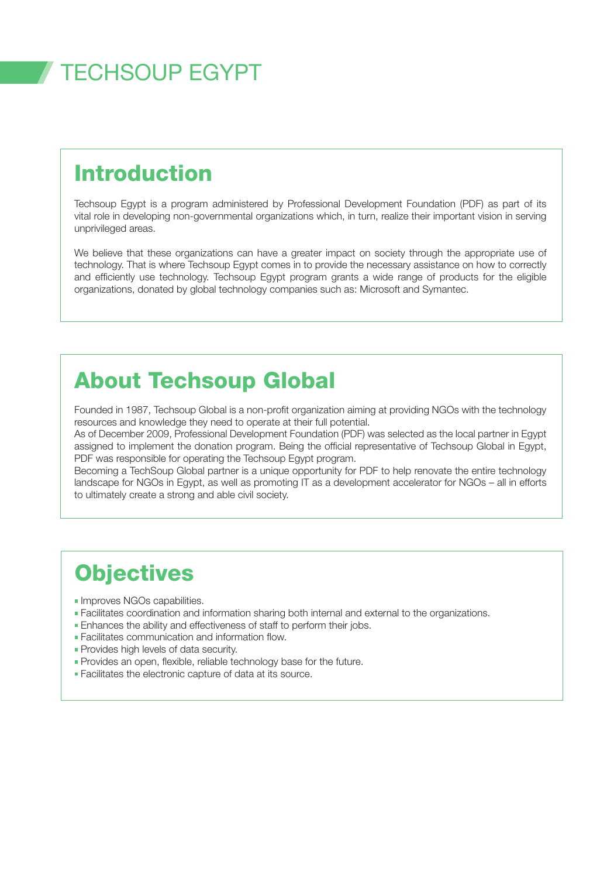# TECHSOUP EGYPT

## Introduction

Techsoup Egypt is a program administered by Professional Development Foundation (PDF) as part of its vital role in developing non-governmental organizations which, in turn, realize their important vision in serving unprivileged areas.

We believe that these organizations can have a greater impact on society through the appropriate use of technology. That is where Techsoup Egypt comes in to provide the necessary assistance on how to correctly and efficiently use technology. Techsoup Egypt program grants a wide range of products for the eligible organizations, donated by global technology companies such as: Microsoft and Symantec.

## About Techsoup Global

Founded in 1987, Techsoup Global is a non-profit organization aiming at providing NGOs with the technology resources and knowledge they need to operate at their full potential.
As of December 2009, Professional Development Foundation (PDF) was selected as the local partner in Egypt assigned to implement the donation program. Being the official representative of Techsoup Global in Egypt, PDF was responsible for operating the Techsoup Egypt program.
Becoming a TechSoup Global partner is a unique opportunity for PDF to help renovate the entire technology landscape for NGOs in Egypt, as well as promoting IT as a development accelerator for NGOs – all in efforts to ultimately create a strong and able civil society.

## Objectives

- Improves NGOs capabilities.
- Facilitates coordination and information sharing both internal and external to the organizations.
- Enhances the ability and effectiveness of staff to perform their jobs.
- Facilitates communication and information flow.
- Provides high levels of data security.
- Provides an open, flexible, reliable technology base for the future.
- Facilitates the electronic capture of data at its source.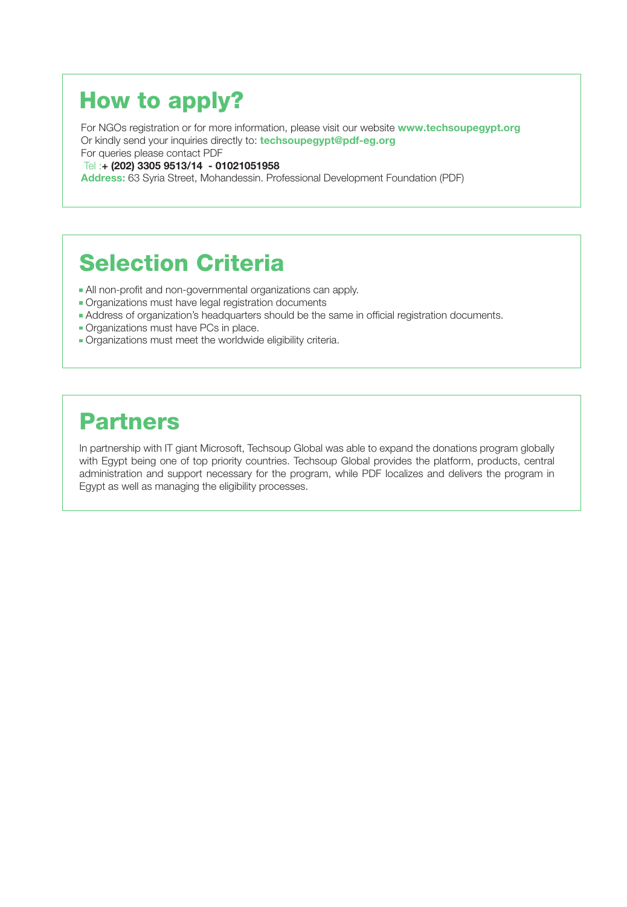## How to apply?

For NGOs registration or for more information, please visit our website **www.techsoupegypt.org**
Or kindly send your inquiries directly to: **techsoupegypt@pdf-eg.org**
For queries please contact PDF
Tel :**+ (202) 3305 9513/14 - 01021051958**
**Address:** 63 Syria Street, Mohandessin. Professional Development Foundation (PDF)

## Selection Criteria

- All non-profit and non-governmental organizations can apply.
- Organizations must have legal registration documents
- Address of organization's headquarters should be the same in official registration documents.
- Organizations must have PCs in place.
- Organizations must meet the worldwide eligibility criteria.

## Partners

In partnership with IT giant Microsoft, Techsoup Global was able to expand the donations program globally with Egypt being one of top priority countries. Techsoup Global provides the platform, products, central administration and support necessary for the program, while PDF localizes and delivers the program in Egypt as well as managing the eligibility processes.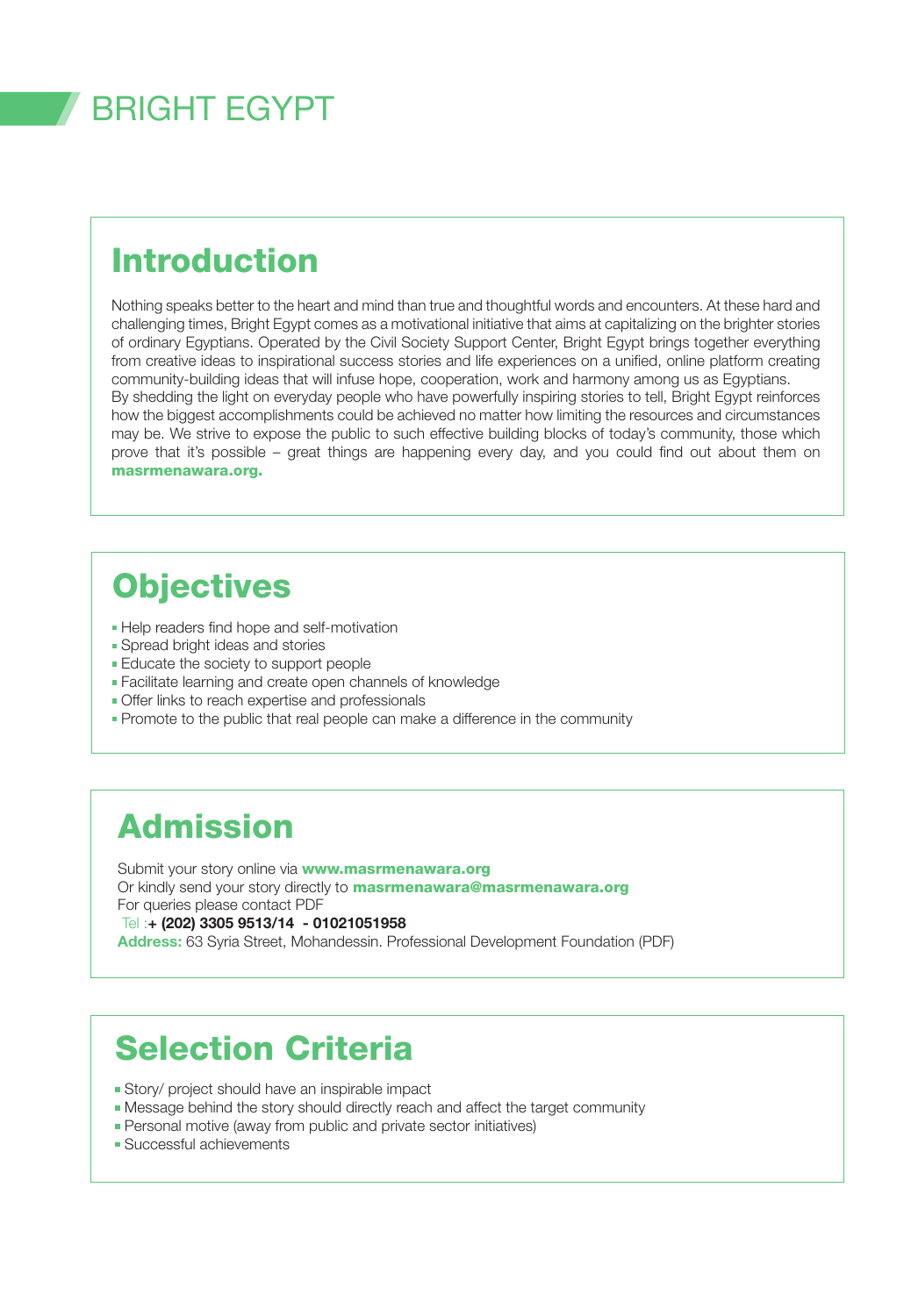# BRIGHT EGYPT

## Introduction

Nothing speaks better to the heart and mind than true and thoughtful words and encounters. At these hard and challenging times, Bright Egypt comes as a motivational initiative that aims at capitalizing on the brighter stories of ordinary Egyptians. Operated by the Civil Society Support Center, Bright Egypt brings together everything from creative ideas to inspirational success stories and life experiences on a unified, online platform creating community-building ideas that will infuse hope, cooperation, work and harmony among us as Egyptians.
By shedding the light on everyday people who have powerfully inspiring stories to tell, Bright Egypt reinforces how the biggest accomplishments could be achieved no matter how limiting the resources and circumstances may be. We strive to expose the public to such effective building blocks of today's community, those which prove that it's possible – great things are happening every day, and you could find out about them on **masrmenawara.org.**

## Objectives

- Help readers find hope and self-motivation
- Spread bright ideas and stories
- Educate the society to support people
- Facilitate learning and create open channels of knowledge
- Offer links to reach expertise and professionals
- Promote to the public that real people can make a difference in the community

## Admission

Submit your story online via **www.masrmenawara.org**
Or kindly send your story directly to **masrmenawara@masrmenawara.org**
For queries please contact PDF
Tel :**+ (202) 3305 9513/14 - 01021051958**
**Address:** 63 Syria Street, Mohandessin. Professional Development Foundation (PDF)

## Selection Criteria

- Story/ project should have an inspirable impact
- Message behind the story should directly reach and affect the target community
- Personal motive (away from public and private sector initiatives)
- Successful achievements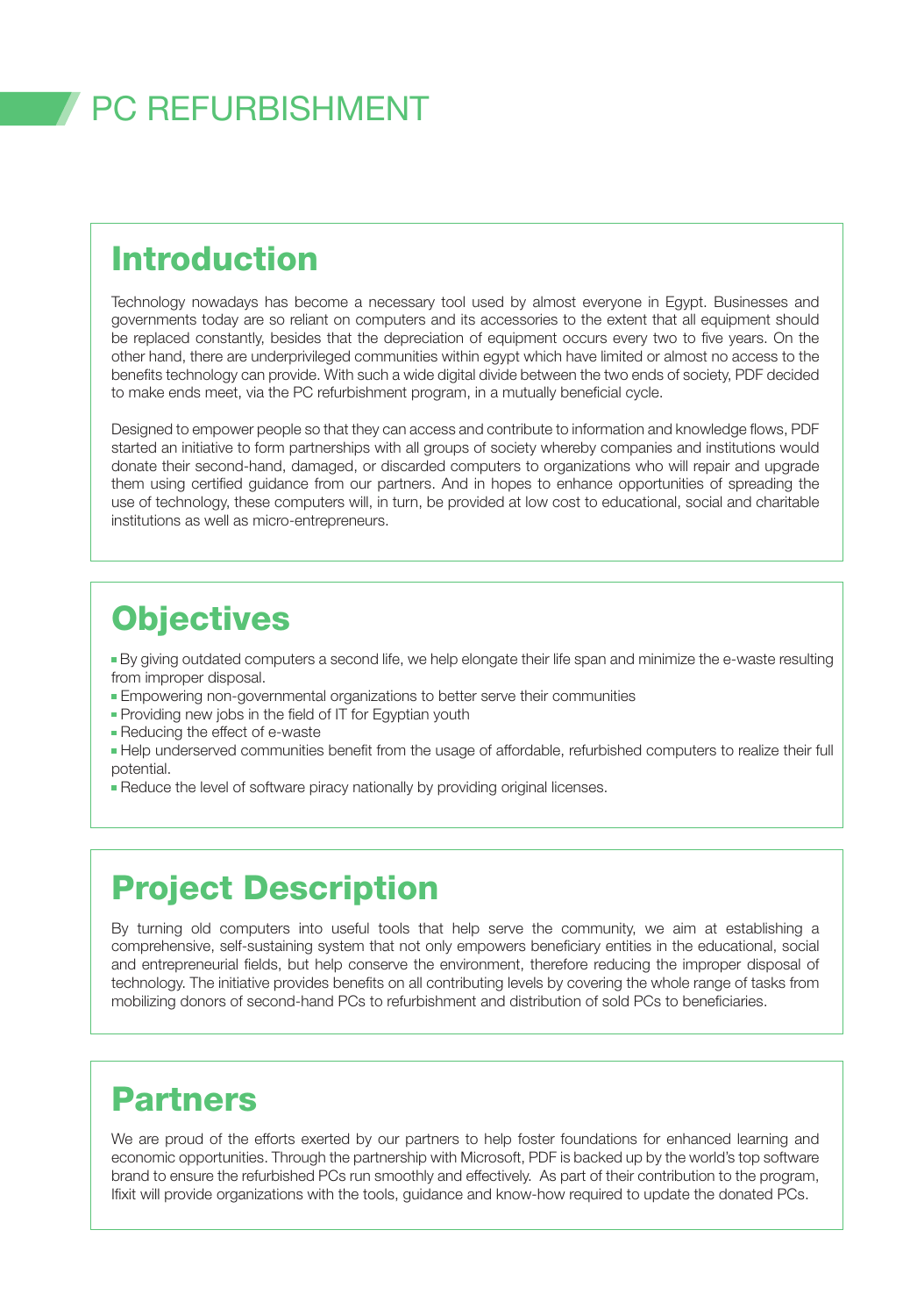# PC REFURBISHMENT

## Introduction

Technology nowadays has become a necessary tool used by almost everyone in Egypt. Businesses and governments today are so reliant on computers and its accessories to the extent that all equipment should be replaced constantly, besides that the depreciation of equipment occurs every two to five years. On the other hand, there are underprivileged communities within egypt which have limited or almost no access to the benefits technology can provide. With such a wide digital divide between the two ends of society, PDF decided to make ends meet, via the PC refurbishment program, in a mutually beneficial cycle.

Designed to empower people so that they can access and contribute to information and knowledge flows, PDF started an initiative to form partnerships with all groups of society whereby companies and institutions would donate their second-hand, damaged, or discarded computers to organizations who will repair and upgrade them using certified guidance from our partners. And in hopes to enhance opportunities of spreading the use of technology, these computers will, in turn, be provided at low cost to educational, social and charitable institutions as well as micro-entrepreneurs.

## Objectives

- By giving outdated computers a second life, we help elongate their life span and minimize the e-waste resulting from improper disposal.
- Empowering non-governmental organizations to better serve their communities
- Providing new jobs in the field of IT for Egyptian youth
- Reducing the effect of e-waste
- Help underserved communities benefit from the usage of affordable, refurbished computers to realize their full potential.
- Reduce the level of software piracy nationally by providing original licenses.

## Project Description

By turning old computers into useful tools that help serve the community, we aim at establishing a comprehensive, self-sustaining system that not only empowers beneficiary entities in the educational, social and entrepreneurial fields, but help conserve the environment, therefore reducing the improper disposal of technology. The initiative provides benefits on all contributing levels by covering the whole range of tasks from mobilizing donors of second-hand PCs to refurbishment and distribution of sold PCs to beneficiaries.

## Partners

We are proud of the efforts exerted by our partners to help foster foundations for enhanced learning and economic opportunities. Through the partnership with Microsoft, PDF is backed up by the world's top software brand to ensure the refurbished PCs run smoothly and effectively. As part of their contribution to the program, Ifixit will provide organizations with the tools, guidance and know-how required to update the donated PCs.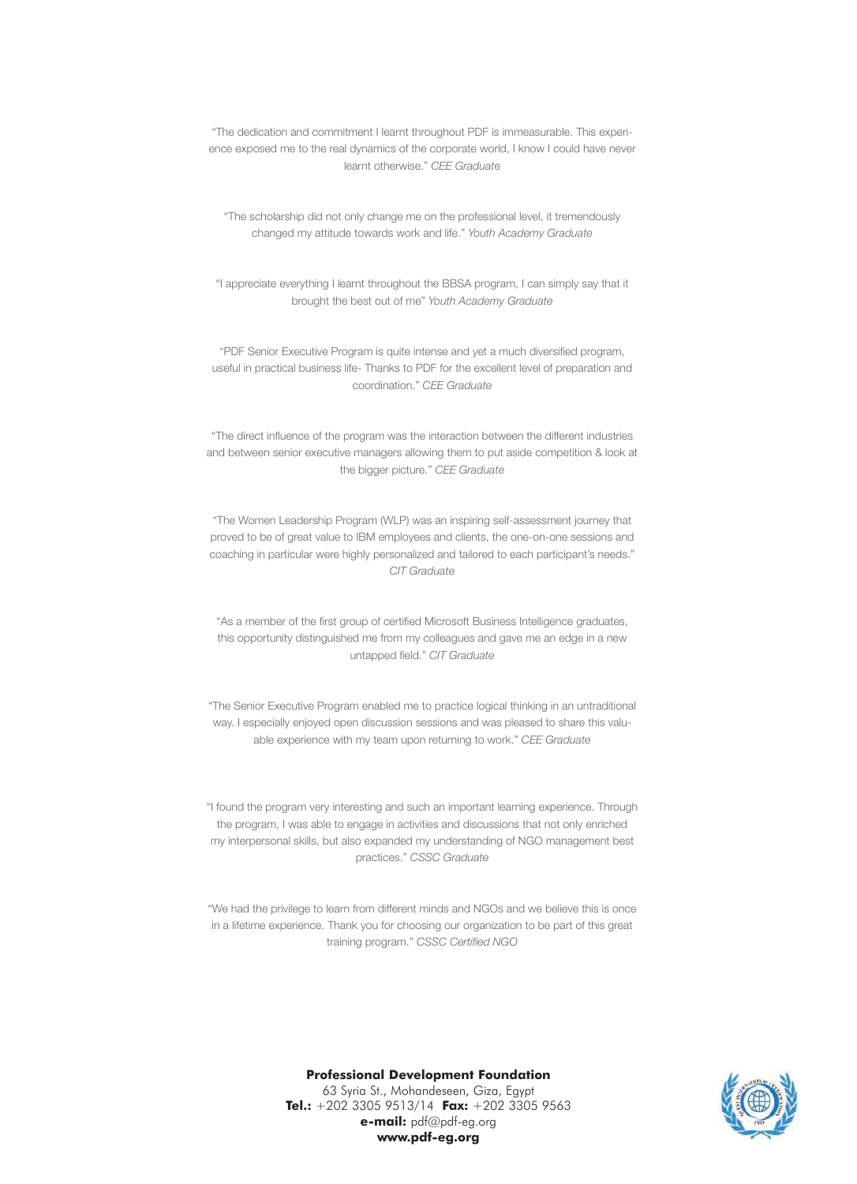"The dedication and commitment I learnt throughout PDF is immeasurable. This experience exposed me to the real dynamics of the corporate world, I know I could have never learnt otherwise." *CEE Graduate*

"The scholarship did not only change me on the professional level, it tremendously changed my attitude towards work and life." *Youth Academy Graduate*

"I appreciate everything I learnt throughout the BBSA program, I can simply say that it brought the best out of me" *Youth Academy Graduate*

"PDF Senior Executive Program is quite intense and yet a much diversified program, useful in practical business life- Thanks to PDF for the excellent level of preparation and coordination." *CEE Graduate*

"The direct influence of the program was the interaction between the different industries and between senior executive managers allowing them to put aside competition & look at the bigger picture." *CEE Graduate*

"The Women Leadership Program (WLP) was an inspiring self-assessment journey that proved to be of great value to IBM employees and clients, the one-on-one sessions and coaching in particular were highly personalized and tailored to each participant's needs." *CIT Graduate*

"As a member of the first group of certified Microsoft Business Intelligence graduates, this opportunity distinguished me from my colleagues and gave me an edge in a new untapped field." *CIT Graduate*

"The Senior Executive Program enabled me to practice logical thinking in an untraditional way. I especially enjoyed open discussion sessions and was pleased to share this valuable experience with my team upon returning to work." *CEE Graduate*

"I found the program very interesting and such an important learning experience. Through the program, I was able to engage in activities and discussions that not only enriched my interpersonal skills, but also expanded my understanding of NGO management best practices." *CSSC Graduate*

"We had the privilege to learn from different minds and NGOs and we believe this is once in a lifetime experience. Thank you for choosing our organization to be part of this great training program." *CSSC Certified NGO*

**Professional Development Foundation**
63 Syria St., Mohandeseen, Giza, Egypt
**Tel.:** +202 3305 9513/14 **Fax:** +202 3305 9563
**e-mail:** pdf@pdf-eg.org
**www.pdf-eg.org**